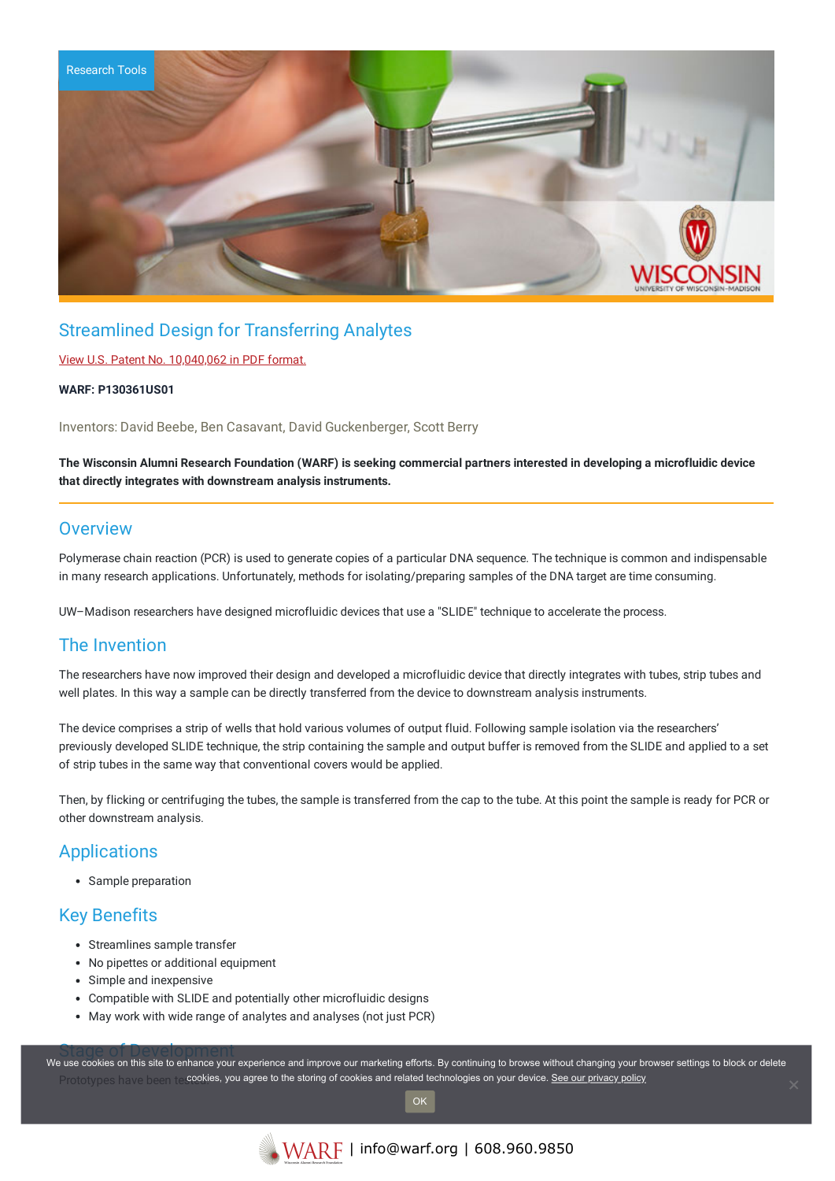Research Tools

# Streamlined Design for Transferring Analytes

View U.S. Patent No. 10,040,062 in PDF format.

**WARF: P130361US01**

Inventors: David Beebe, Ben Casavant, David Guckenberger, Scott Berry

**The Wisconsin Alumni Research Foundation (WARF) is seeking commercial partners interested in developing a microfluidic device that directly integrates with downstream analysis instruments.**

## Overview

Polymerase chain reaction (PCR) is used to generate copies of a particular DNA sequence. The technique is common and indispensable in many research applications. Unfortunately, methods for isolating/preparing samples of the DNA target are time consuming.

UW–Madison researchers have designed microfluidic devices that use a "SLIDE" technique to accelerate the process.

## The Invention

The researchers have now improved their design and developed a microfluidic device that directly integrates with tubes, strip tubes and well plates. In this way a sample can be directly transferred from the device to downstream analysis instruments.

The device comprises a strip of wells that hold various volumes of output fluid. Following sample isolation via the researchers' previously developed SLIDE technique, the strip containing the sample and output buffer is removed from the SLIDE and applied to a set of strip tubes in the same way that conventional covers would be applied.

Then, by flicking or centrifuging the tubes, the sample is transferred from the cap to the tube. At this point the sample is ready for PCR or other downstream analysis.

## Applications

- Sample preparation

## Key Benefits

- Streamlines sample transfer
- No pipettes or additional equipment
- Simple and inexpensive
- Compatible with SLIDE and potentially other microfluidic designs
- May work with wide range of analytes and analyses (not just PCR)

## Stage of Development

Prototypes have been tested.

We use cookies on this site to enhance your experience and improve our marketing efforts. By continuing to browse without changing your browser settings to block or delete cookies, you agree to the storing of cookies and related technologies on your device. See our privacy policy

OK

WARF | info@warf.org | 608.960.9850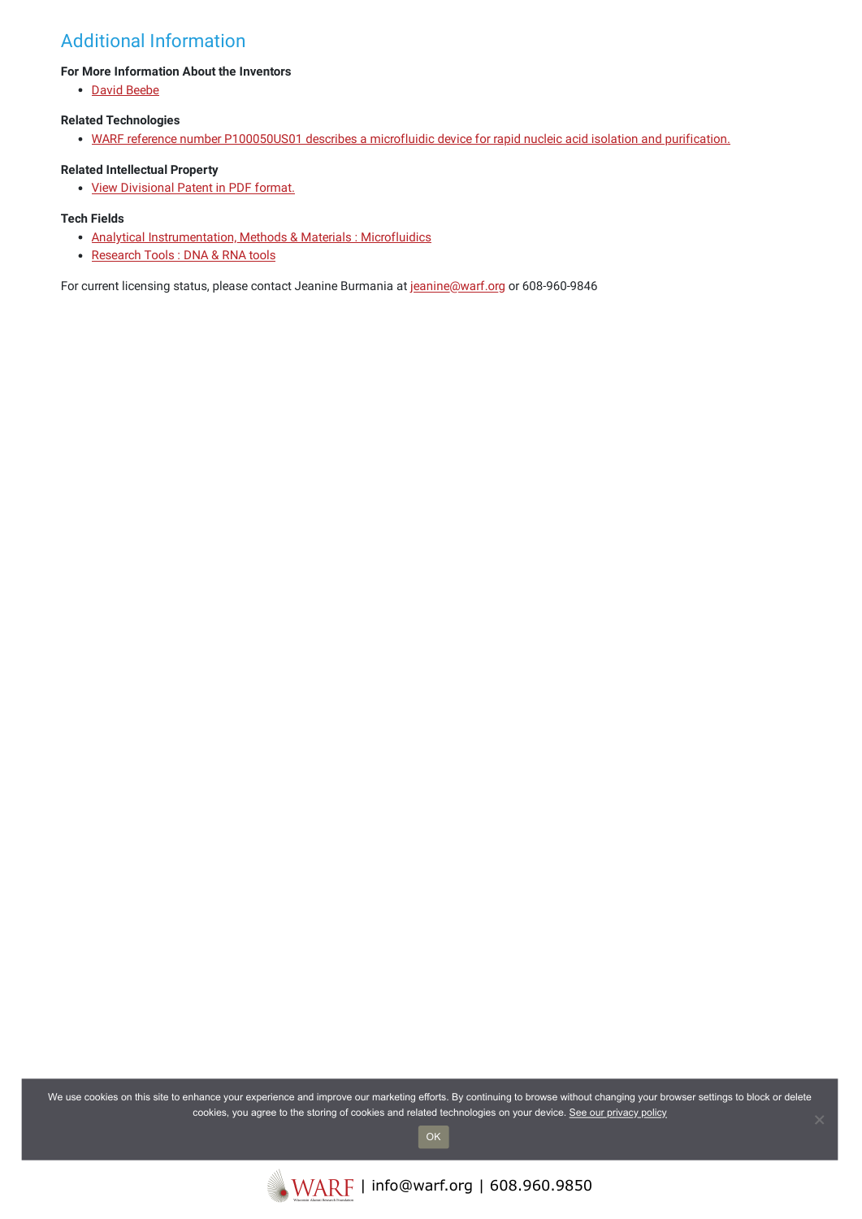## Additional Information

**For More Information About the Inventors**

- David Beebe

**Related Technologies**

- WARF reference number P100050US01 describes a microfluidic device for rapid nucleic acid isolation and purification.

**Related Intellectual Property**

- View Divisional Patent in PDF format.

**Tech Fields**

- Analytical Instrumentation, Methods & Materials : Microfluidics
- Research Tools : DNA & RNA tools

For current licensing status, please contact Jeanine Burmania at jeanine@warf.org or 608-960-9846